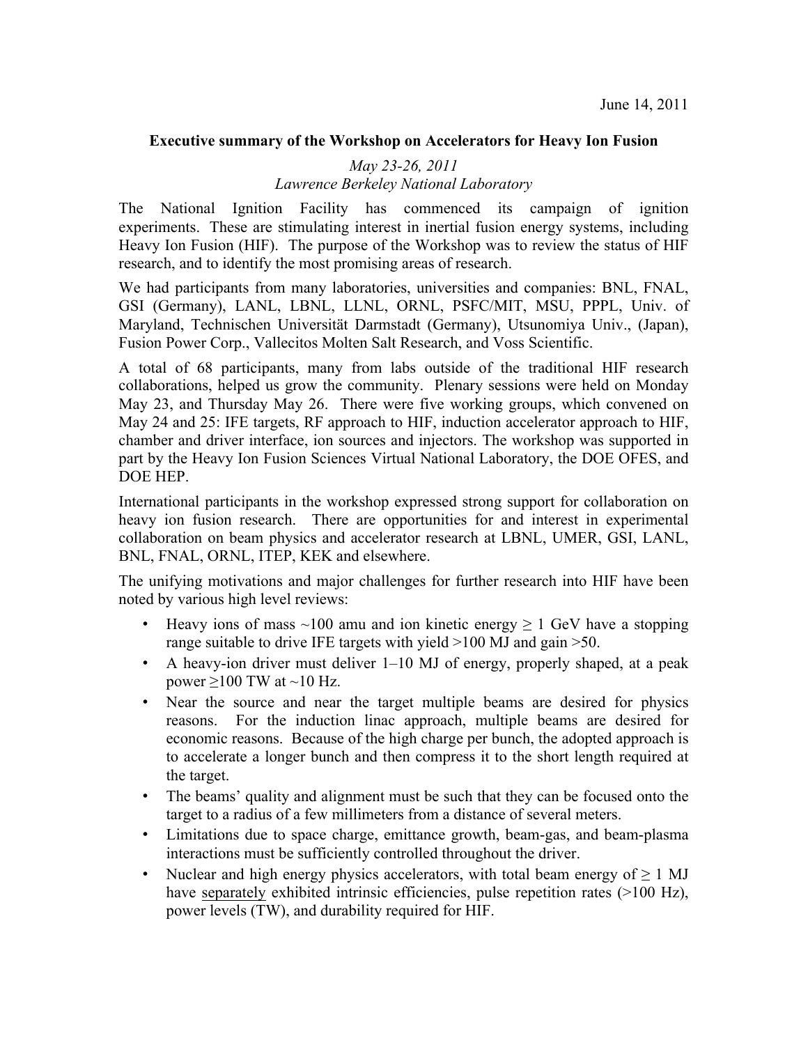June 14, 2011

**Executive summary of the Workshop on Accelerators for Heavy Ion Fusion**

*May 23-26, 2011*
*Lawrence Berkeley National Laboratory*

The National Ignition Facility has commenced its campaign of ignition experiments. These are stimulating interest in inertial fusion energy systems, including Heavy Ion Fusion (HIF). The purpose of the Workshop was to review the status of HIF research, and to identify the most promising areas of research.

We had participants from many laboratories, universities and companies: BNL, FNAL, GSI (Germany), LANL, LBNL, LLNL, ORNL, PSFC/MIT, MSU, PPPL, Univ. of Maryland, Technischen Universität Darmstadt (Germany), Utsunomiya Univ., (Japan), Fusion Power Corp., Vallecitos Molten Salt Research, and Voss Scientific.

A total of 68 participants, many from labs outside of the traditional HIF research collaborations, helped us grow the community. Plenary sessions were held on Monday May 23, and Thursday May 26. There were five working groups, which convened on May 24 and 25: IFE targets, RF approach to HIF, induction accelerator approach to HIF, chamber and driver interface, ion sources and injectors. The workshop was supported in part by the Heavy Ion Fusion Sciences Virtual National Laboratory, the DOE OFES, and DOE HEP.

International participants in the workshop expressed strong support for collaboration on heavy ion fusion research. There are opportunities for and interest in experimental collaboration on beam physics and accelerator research at LBNL, UMER, GSI, LANL, BNL, FNAL, ORNL, ITEP, KEK and elsewhere.

The unifying motivations and major challenges for further research into HIF have been noted by various high level reviews:

- Heavy ions of mass ~100 amu and ion kinetic energy ≥ 1 GeV have a stopping range suitable to drive IFE targets with yield >100 MJ and gain >50.
- A heavy-ion driver must deliver 1–10 MJ of energy, properly shaped, at a peak power ≥100 TW at ~10 Hz.
- Near the source and near the target multiple beams are desired for physics reasons. For the induction linac approach, multiple beams are desired for economic reasons. Because of the high charge per bunch, the adopted approach is to accelerate a longer bunch and then compress it to the short length required at the target.
- The beams' quality and alignment must be such that they can be focused onto the target to a radius of a few millimeters from a distance of several meters.
- Limitations due to space charge, emittance growth, beam-gas, and beam-plasma interactions must be sufficiently controlled throughout the driver.
- Nuclear and high energy physics accelerators, with total beam energy of ≥ 1 MJ have separately exhibited intrinsic efficiencies, pulse repetition rates (>100 Hz), power levels (TW), and durability required for HIF.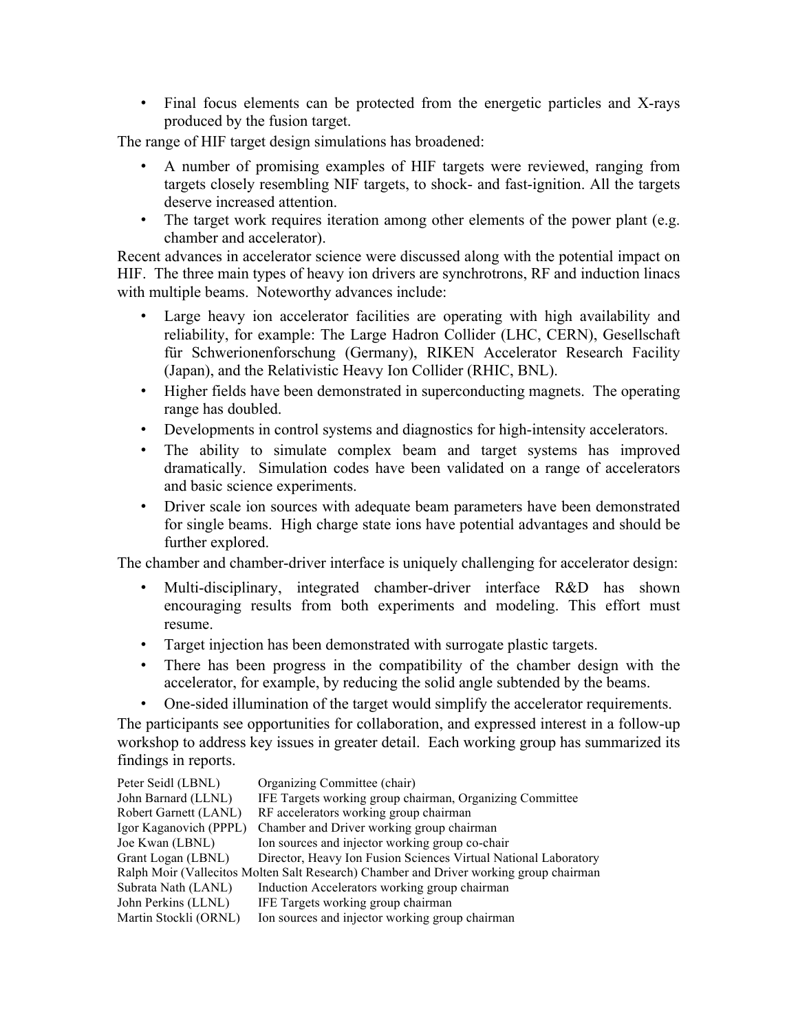- Final focus elements can be protected from the energetic particles and X-rays produced by the fusion target.

The range of HIF target design simulations has broadened:

- A number of promising examples of HIF targets were reviewed, ranging from targets closely resembling NIF targets, to shock- and fast-ignition. All the targets deserve increased attention.
- The target work requires iteration among other elements of the power plant (e.g. chamber and accelerator).

Recent advances in accelerator science were discussed along with the potential impact on HIF. The three main types of heavy ion drivers are synchrotrons, RF and induction linacs with multiple beams. Noteworthy advances include:

- Large heavy ion accelerator facilities are operating with high availability and reliability, for example: The Large Hadron Collider (LHC, CERN), Gesellschaft für Schwerionenforschung (Germany), RIKEN Accelerator Research Facility (Japan), and the Relativistic Heavy Ion Collider (RHIC, BNL).
- Higher fields have been demonstrated in superconducting magnets. The operating range has doubled.
- Developments in control systems and diagnostics for high-intensity accelerators.
- The ability to simulate complex beam and target systems has improved dramatically. Simulation codes have been validated on a range of accelerators and basic science experiments.
- Driver scale ion sources with adequate beam parameters have been demonstrated for single beams. High charge state ions have potential advantages and should be further explored.

The chamber and chamber-driver interface is uniquely challenging for accelerator design:

- Multi-disciplinary, integrated chamber-driver interface R&D has shown encouraging results from both experiments and modeling. This effort must resume.
- Target injection has been demonstrated with surrogate plastic targets.
- There has been progress in the compatibility of the chamber design with the accelerator, for example, by reducing the solid angle subtended by the beams.
- One-sided illumination of the target would simplify the accelerator requirements.

The participants see opportunities for collaboration, and expressed interest in a follow-up workshop to address key issues in greater detail. Each working group has summarized its findings in reports.

Peter Seidl (LBNL) Organizing Committee (chair)
John Barnard (LLNL) IFE Targets working group chairman, Organizing Committee
Robert Garnett (LANL) RF accelerators working group chairman
Igor Kaganovich (PPPL) Chamber and Driver working group chairman
Joe Kwan (LBNL) Ion sources and injector working group co-chair
Grant Logan (LBNL) Director, Heavy Ion Fusion Sciences Virtual National Laboratory
Ralph Moir (Vallecitos Molten Salt Research) Chamber and Driver working group chairman
Subrata Nath (LANL) Induction Accelerators working group chairman
John Perkins (LLNL) IFE Targets working group chairman
Martin Stockli (ORNL) Ion sources and injector working group chairman